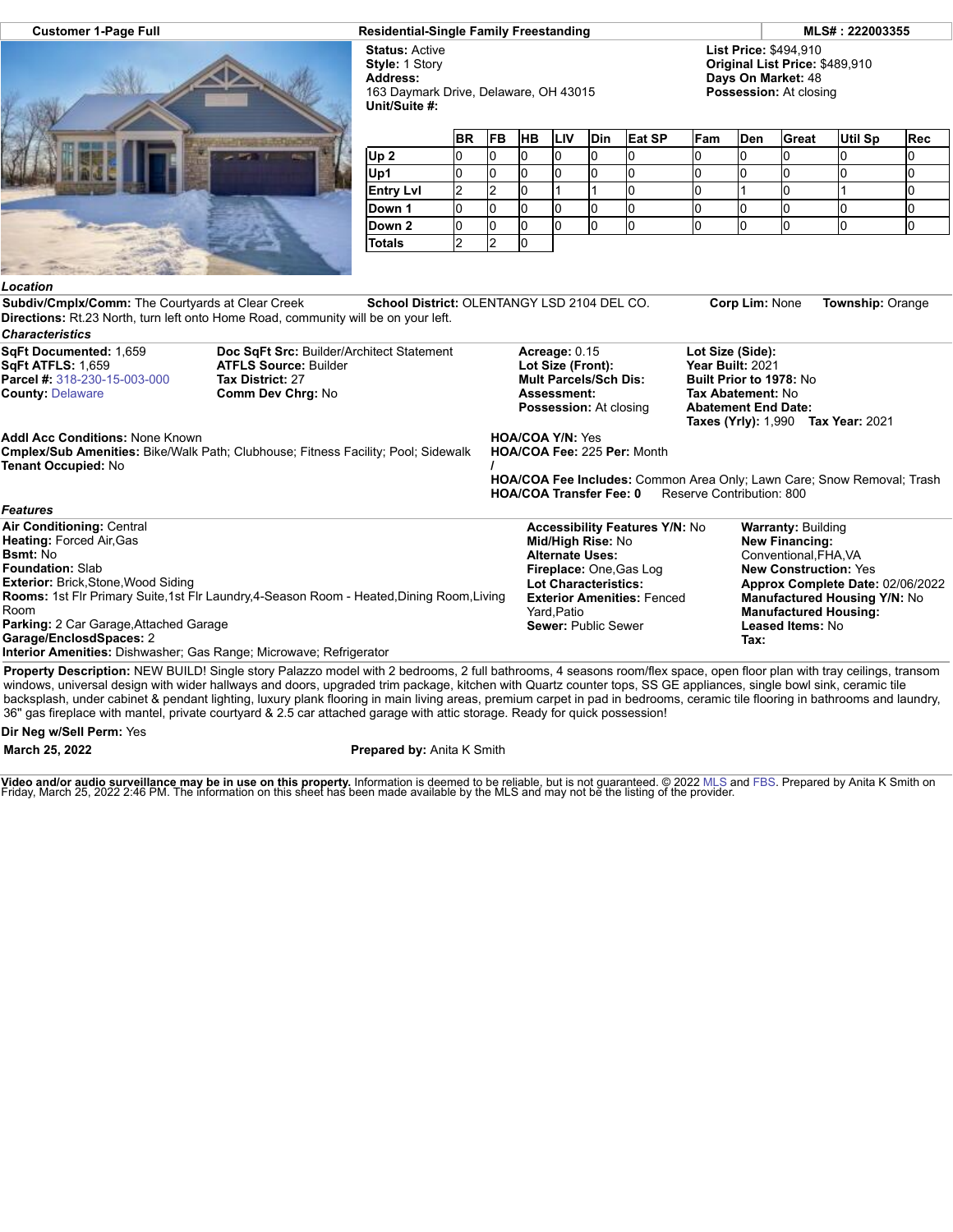**Customer 1-Page Full** | **Residential-Single Family Freestanding** | **MLS# : 222003355**

**Status:** Active
**Style:** 1 Story
**Address:**
163 Daymark Drive, Delaware, OH 43015
**Unit/Suite #:**

**List Price:** $494,910
**Original List Price:** $489,910
**Days On Market:** 48
**Possession:** At closing

| | BR | FB | HB | LIV | Din | Eat SP | Fam | Den | Great | Util Sp | Rec |
|---|---|---|---|---|---|---|---|---|---|---|---|
| Up 2 | 0 | 0 | 0 | 0 | 0 | 0 | 0 | 0 | 0 | 0 | 0 |
| Up1 | 0 | 0 | 0 | 0 | 0 | 0 | 0 | 0 | 0 | 0 | 0 |
| Entry Lvl | 2 | 2 | 0 | 1 | 1 | 0 | 0 | 1 | 0 | 1 | 0 |
| Down 1 | 0 | 0 | 0 | 0 | 0 | 0 | 0 | 0 | 0 | 0 | 0 |
| Down 2 | 0 | 0 | 0 | 0 | 0 | 0 | 0 | 0 | 0 | 0 | 0 |
| Totals | 2 | 2 | 0 | | | | | | | | |

### Location

**Subdiv/Cmplx/Comm:** The Courtyards at Clear Creek **School District:** OLENTANGY LSD 2104 DEL CO. **Corp Lim:** None **Township:** Orange
**Directions:** Rt.23 North, turn left onto Home Road, community will be on your left.

### Characteristics

**SqFt Documented:** 1,659
**SqFt ATFLS:** 1,659
**Parcel #:** 318-230-15-003-000
**County:** Delaware

**Doc SqFt Src:** Builder/Architect Statement
**ATFLS Source:** Builder
**Tax District:** 27
**Comm Dev Chrg:** No

**Acreage:** 0.15
**Lot Size (Front):**
**Mult Parcels/Sch Dis:**
**Assessment:**
**Possession:** At closing

**Lot Size (Side):**
**Year Built:** 2021
**Built Prior to 1978:** No
**Tax Abatement:** No
**Abatement End Date:**
**Taxes (Yrly):** 1,990 **Tax Year:** 2021

**Addl Acc Conditions:** None Known
**Cmplex/Sub Amenities:** Bike/Walk Path; Clubhouse; Fitness Facility; Pool; Sidewalk
**Tenant Occupied:** No

**HOA/COA Y/N:** Yes
**HOA/COA Fee:** 225 **Per:** Month
/
**HOA/COA Fee Includes:** Common Area Only; Lawn Care; Snow Removal; Trash
**HOA/COA Transfer Fee:** 0 Reserve Contribution: 800

### Features

**Air Conditioning:** Central
**Heating:** Forced Air,Gas
**Bsmt:** No
**Foundation:** Slab
**Exterior:** Brick,Stone,Wood Siding
**Rooms:** 1st Flr Primary Suite,1st Flr Laundry,4-Season Room - Heated,Dining Room,Living Room
**Parking:** 2 Car Garage,Attached Garage
**Garage/EnclosdSpaces:** 2
**Interior Amenities:** Dishwasher; Gas Range; Microwave; Refrigerator

**Accessibility Features Y/N:** No
**Mid/High Rise:** No
**Alternate Uses:**
**Fireplace:** One,Gas Log
**Lot Characteristics:**
**Exterior Amenities:** Fenced Yard,Patio
**Sewer:** Public Sewer

**Warranty:** Building
**New Financing:**
Conventional,FHA,VA
**New Construction:** Yes
**Approx Complete Date:** 02/06/2022
**Manufactured Housing Y/N:** No
**Manufactured Housing:**
**Leased Items:** No
**Tax:**

**Property Description:** NEW BUILD! Single story Palazzo model with 2 bedrooms, 2 full bathrooms, 4 seasons room/flex space, open floor plan with tray ceilings, transom windows, universal design with wider hallways and doors, upgraded trim package, kitchen with Quartz counter tops, SS GE appliances, single bowl sink, ceramic tile backsplash, under cabinet & pendant lighting, luxury plank flooring in main living areas, premium carpet in pad in bedrooms, ceramic tile flooring in bathrooms and laundry, 36" gas fireplace with mantel, private courtyard & 2.5 car attached garage with attic storage. Ready for quick possession!

**Dir Neg w/Sell Perm:** Yes

**March 25, 2022** **Prepared by:** Anita K Smith

**Video and/or audio surveillance may be in use on this property.** Information is deemed to be reliable, but is not guaranteed. © 2022 MLS and FBS. Prepared by Anita K Smith on Friday, March 25, 2022 2:46 PM. The information on this sheet has been made available by the MLS and may not be the listing of the provider.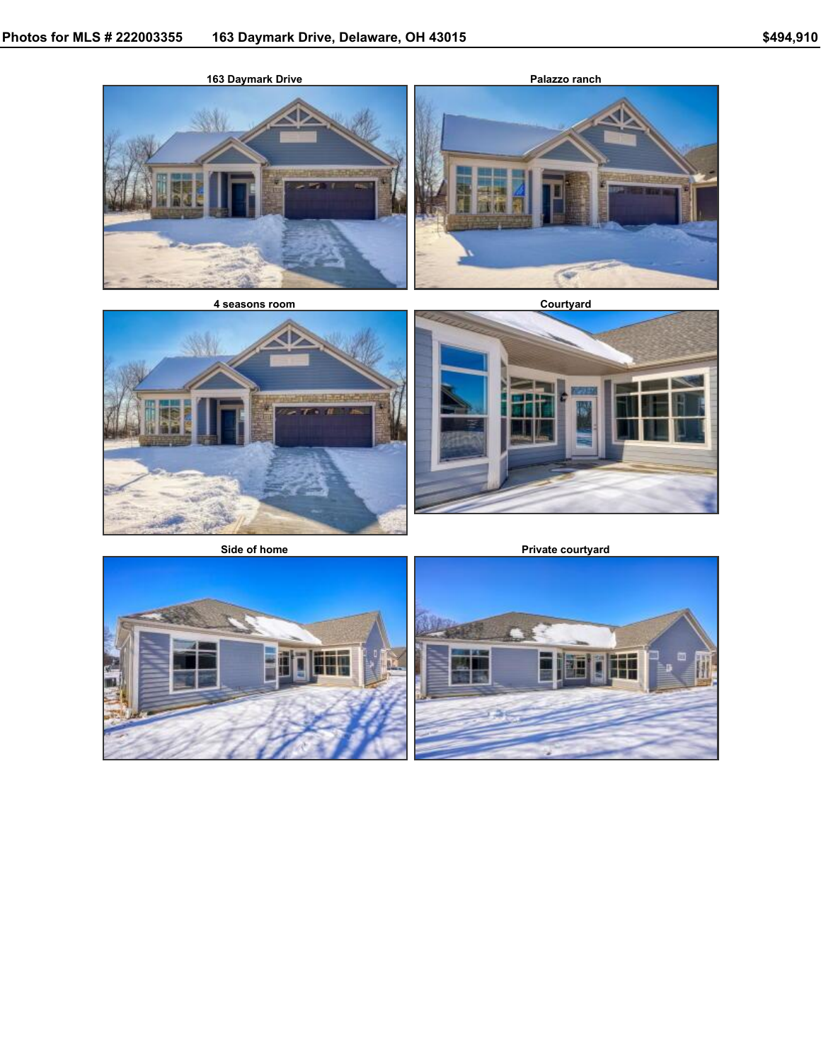163 Daymark Drive

Palazzo ranch

4 seasons room

Courtyard

Side of home

Private courtyard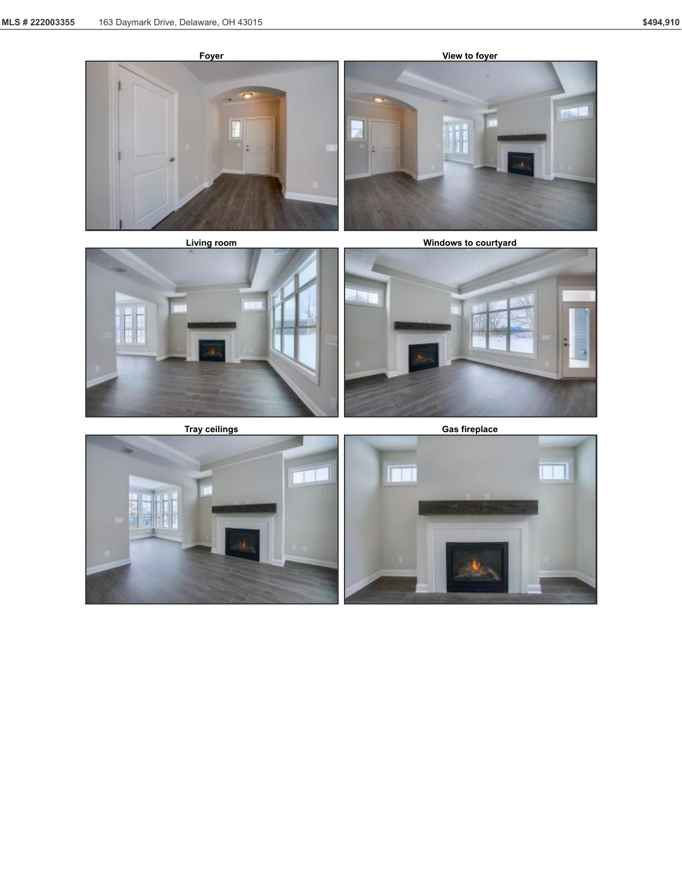Foyer

View to foyer

Living room

Windows to courtyard

Tray ceilings

Gas fireplace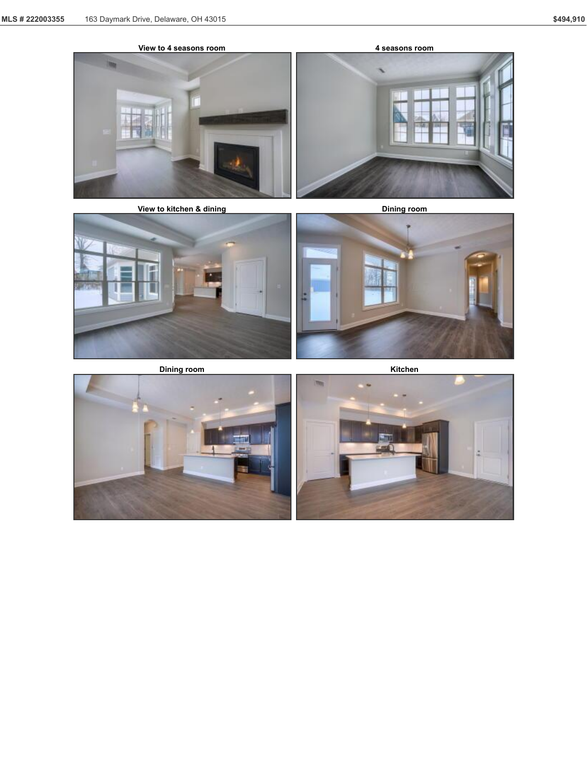View to 4 seasons room

4 seasons room

View to kitchen & dining

Dining room

Dining room

Kitchen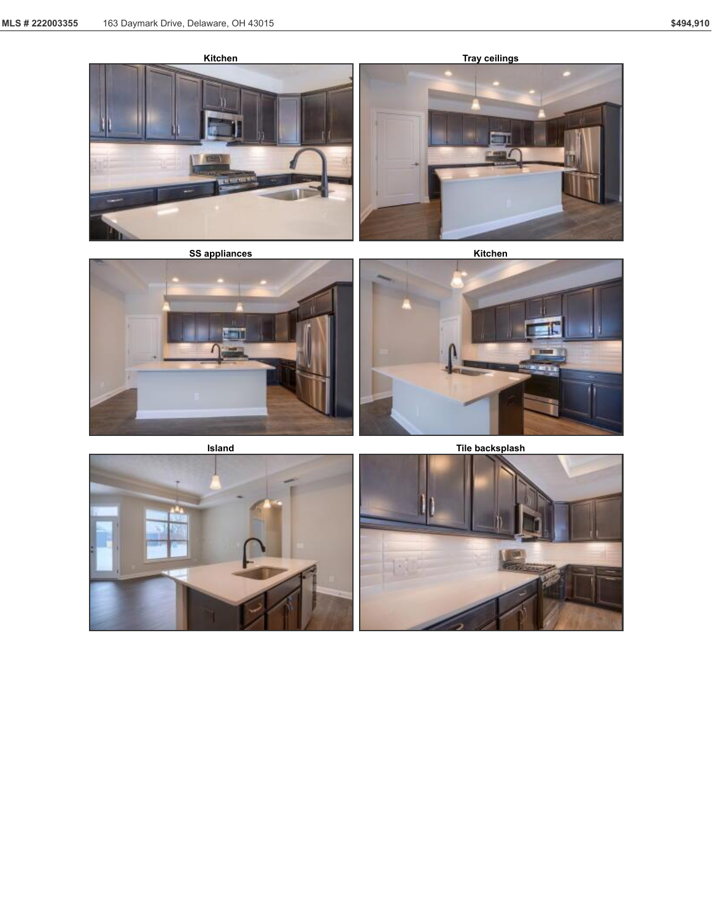Kitchen

Tray ceilings

SS appliances

Kitchen

Island

Tile backsplash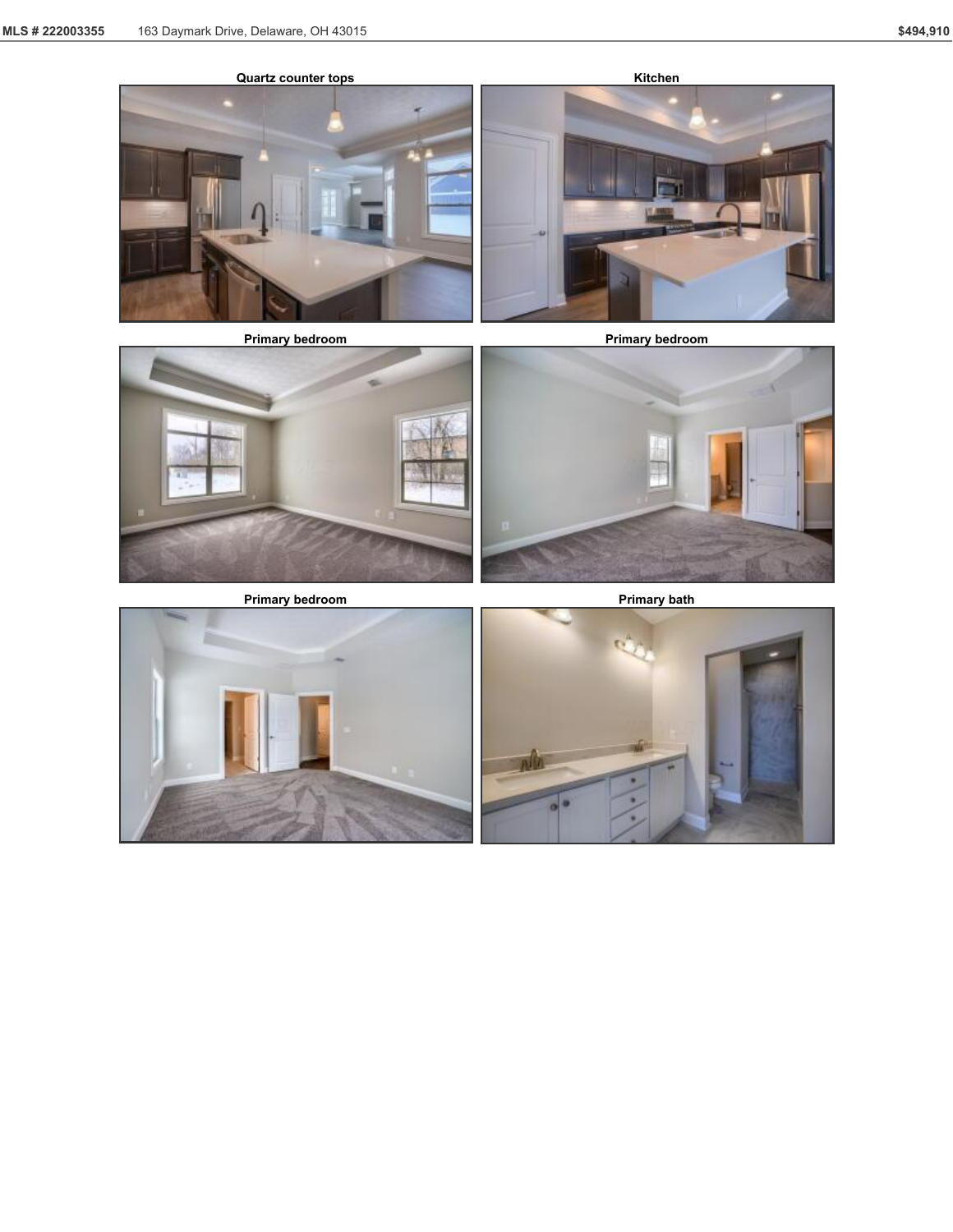Quartz counter tops

Kitchen

Primary bedroom

Primary bedroom

Primary bedroom

Primary bath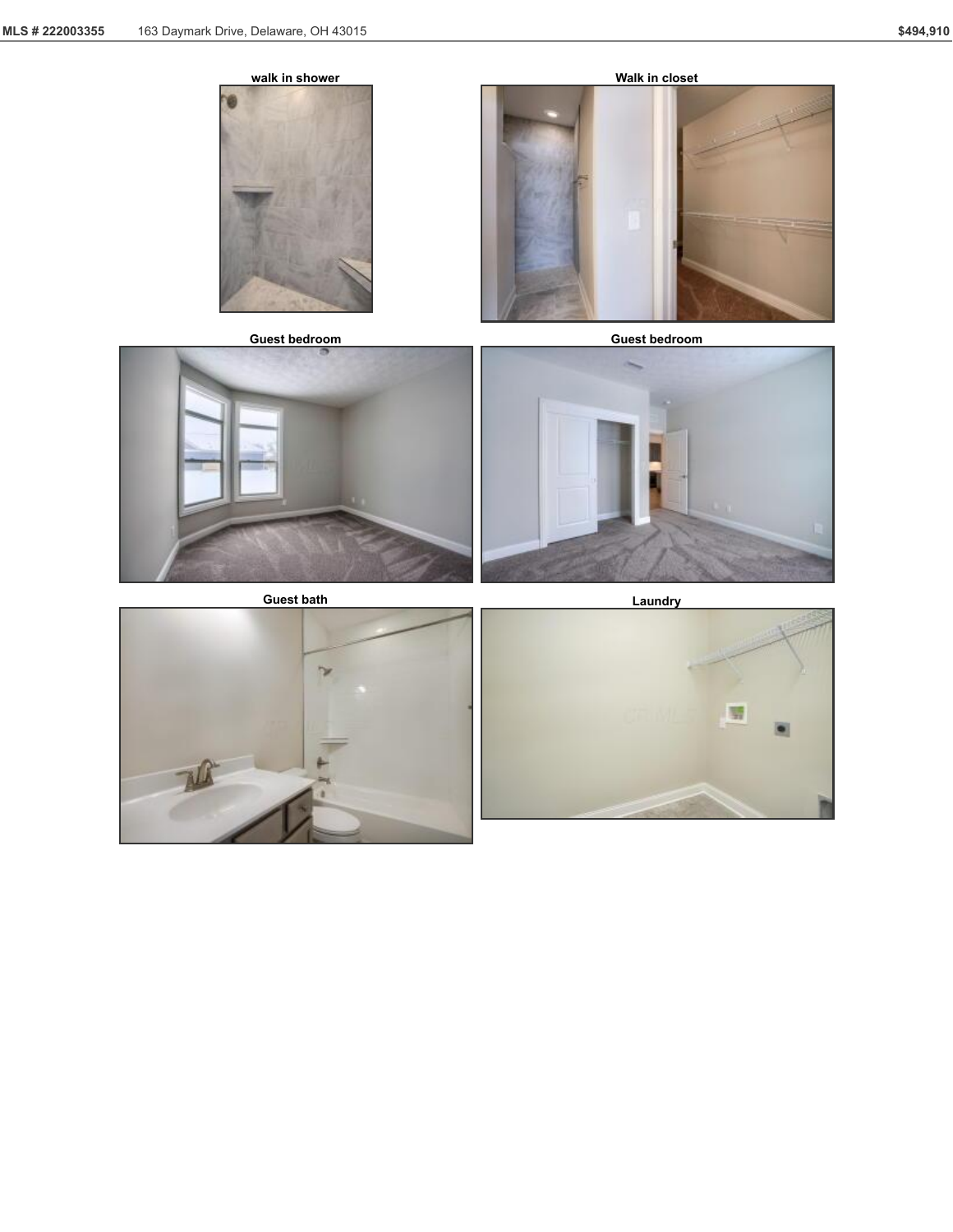walk in shower

Walk in closet

Guest bedroom

Guest bedroom

Guest bath

Laundry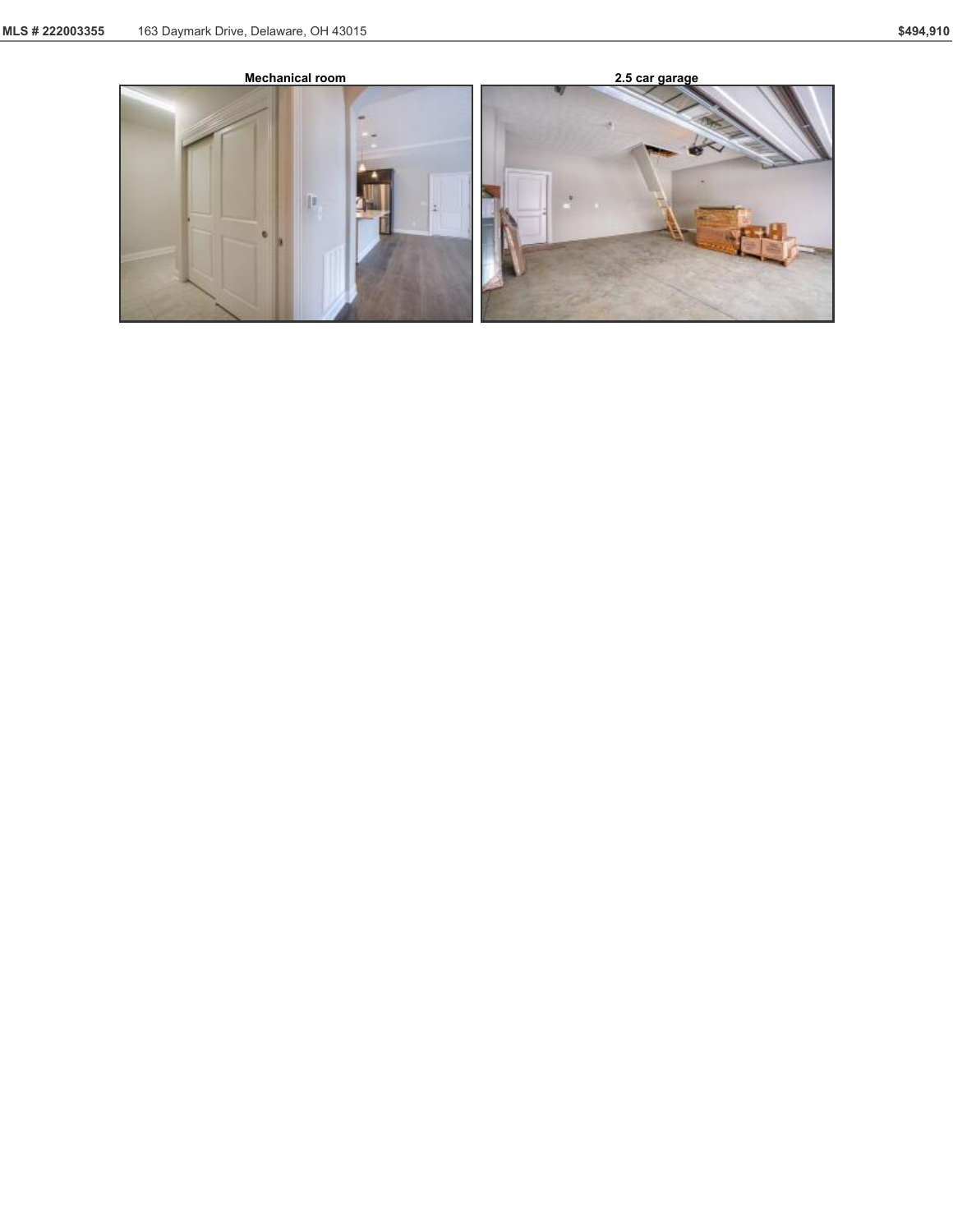Mechanical room

2.5 car garage